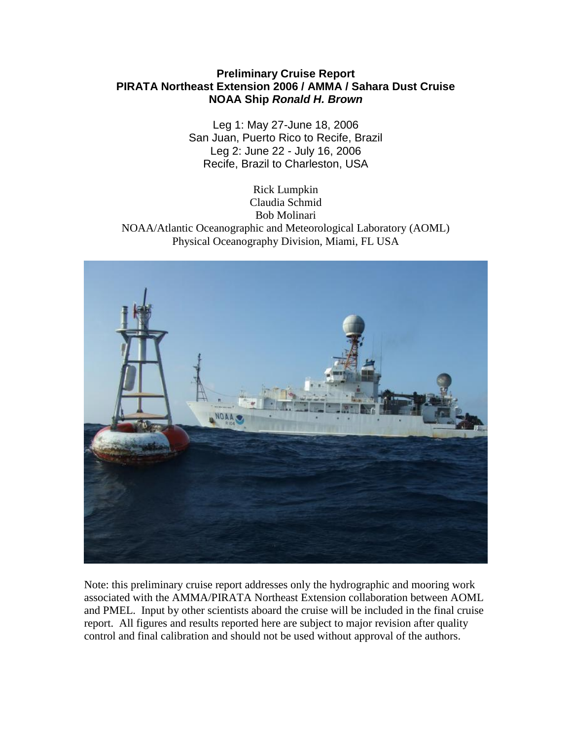# Preliminary Cruise Report
# PIRATA Northeast Extension 2006 / AMMA / Sahara Dust Cruise
# NOAA Ship *Ronald H. Brown*

Leg 1: May 27-June 18, 2006
San Juan, Puerto Rico to Recife, Brazil
Leg 2: June 22 - July 16, 2006
Recife, Brazil to Charleston, USA

Rick Lumpkin
Claudia Schmid
Bob Molinari
NOAA/Atlantic Oceanographic and Meteorological Laboratory (AOML)
Physical Oceanography Division, Miami, FL USA

Note: this preliminary cruise report addresses only the hydrographic and mooring work associated with the AMMA/PIRATA Northeast Extension collaboration between AOML and PMEL. Input by other scientists aboard the cruise will be included in the final cruise report. All figures and results reported here are subject to major revision after quality control and final calibration and should not be used without approval of the authors.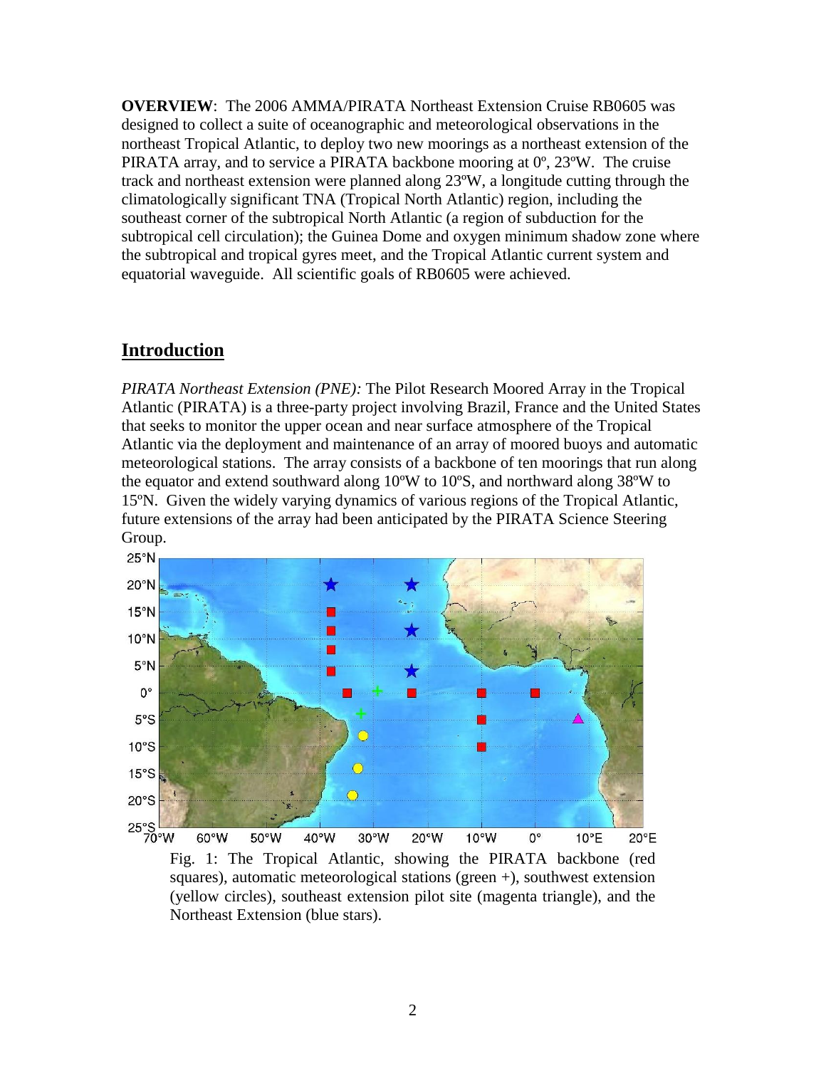**OVERVIEW**: The 2006 AMMA/PIRATA Northeast Extension Cruise RB0605 was designed to collect a suite of oceanographic and meteorological observations in the northeast Tropical Atlantic, to deploy two new moorings as a northeast extension of the PIRATA array, and to service a PIRATA backbone mooring at 0º, 23ºW. The cruise track and northeast extension were planned along 23ºW, a longitude cutting through the climatologically significant TNA (Tropical North Atlantic) region, including the southeast corner of the subtropical North Atlantic (a region of subduction for the subtropical cell circulation); the Guinea Dome and oxygen minimum shadow zone where the subtropical and tropical gyres meet, and the Tropical Atlantic current system and equatorial waveguide. All scientific goals of RB0605 were achieved.

## Introduction

*PIRATA Northeast Extension (PNE):* The Pilot Research Moored Array in the Tropical Atlantic (PIRATA) is a three-party project involving Brazil, France and the United States that seeks to monitor the upper ocean and near surface atmosphere of the Tropical Atlantic via the deployment and maintenance of an array of moored buoys and automatic meteorological stations. The array consists of a backbone of ten moorings that run along the equator and extend southward along 10ºW to 10ºS, and northward along 38ºW to 15ºN. Given the widely varying dynamics of various regions of the Tropical Atlantic, future extensions of the array had been anticipated by the PIRATA Science Steering Group.

Fig. 1: The Tropical Atlantic, showing the PIRATA backbone (red squares), automatic meteorological stations (green +), southwest extension (yellow circles), southeast extension pilot site (magenta triangle), and the Northeast Extension (blue stars).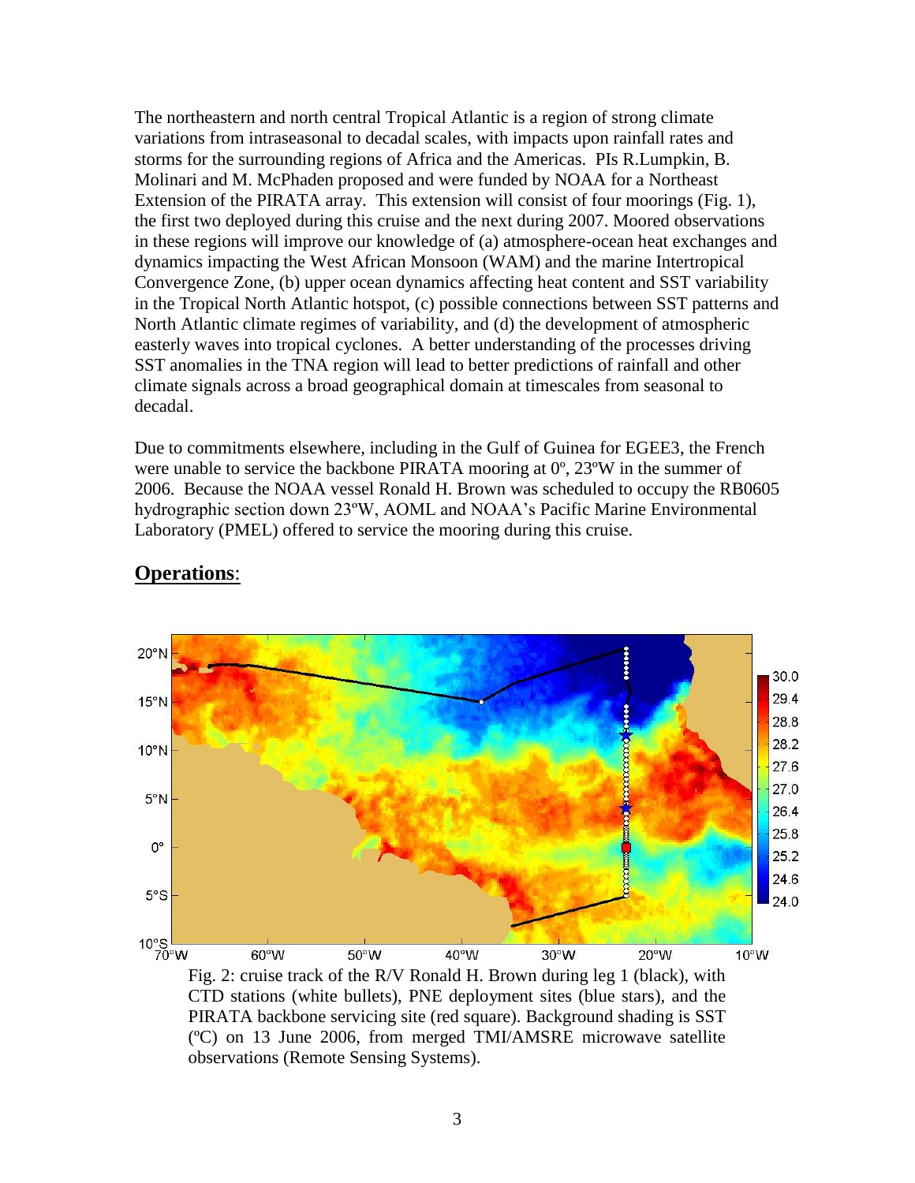The northeastern and north central Tropical Atlantic is a region of strong climate variations from intraseasonal to decadal scales, with impacts upon rainfall rates and storms for the surrounding regions of Africa and the Americas. PIs R.Lumpkin, B. Molinari and M. McPhaden proposed and were funded by NOAA for a Northeast Extension of the PIRATA array. This extension will consist of four moorings (Fig. 1), the first two deployed during this cruise and the next during 2007. Moored observations in these regions will improve our knowledge of (a) atmosphere-ocean heat exchanges and dynamics impacting the West African Monsoon (WAM) and the marine Intertropical Convergence Zone, (b) upper ocean dynamics affecting heat content and SST variability in the Tropical North Atlantic hotspot, (c) possible connections between SST patterns and North Atlantic climate regimes of variability, and (d) the development of atmospheric easterly waves into tropical cyclones. A better understanding of the processes driving SST anomalies in the TNA region will lead to better predictions of rainfall and other climate signals across a broad geographical domain at timescales from seasonal to decadal.

Due to commitments elsewhere, including in the Gulf of Guinea for EGEE3, the French were unable to service the backbone PIRATA mooring at 0º, 23ºW in the summer of 2006. Because the NOAA vessel Ronald H. Brown was scheduled to occupy the RB0605 hydrographic section down 23ºW, AOML and NOAA's Pacific Marine Environmental Laboratory (PMEL) offered to service the mooring during this cruise.

## **Operations**:

Fig. 2: cruise track of the R/V Ronald H. Brown during leg 1 (black), with CTD stations (white bullets), PNE deployment sites (blue stars), and the PIRATA backbone servicing site (red square). Background shading is SST (ºC) on 13 June 2006, from merged TMI/AMSRE microwave satellite observations (Remote Sensing Systems).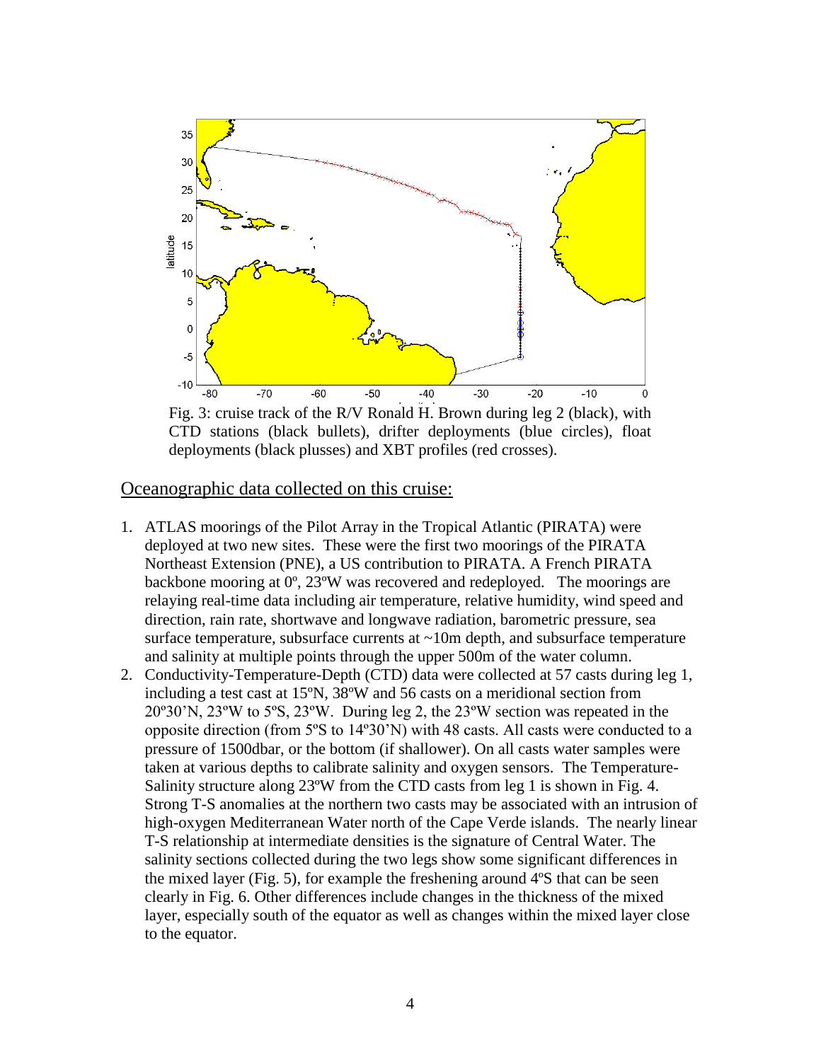Fig. 3: cruise track of the R/V Ronald H. Brown during leg 2 (black), with CTD stations (black bullets), drifter deployments (blue circles), float deployments (black plusses) and XBT profiles (red crosses).

## Oceanographic data collected on this cruise:

1. ATLAS moorings of the Pilot Array in the Tropical Atlantic (PIRATA) were deployed at two new sites. These were the first two moorings of the PIRATA Northeast Extension (PNE), a US contribution to PIRATA. A French PIRATA backbone mooring at 0º, 23ºW was recovered and redeployed. The moorings are relaying real-time data including air temperature, relative humidity, wind speed and direction, rain rate, shortwave and longwave radiation, barometric pressure, sea surface temperature, subsurface currents at ~10m depth, and subsurface temperature and salinity at multiple points through the upper 500m of the water column.
2. Conductivity-Temperature-Depth (CTD) data were collected at 57 casts during leg 1, including a test cast at 15ºN, 38ºW and 56 casts on a meridional section from 20º30'N, 23ºW to 5ºS, 23ºW. During leg 2, the 23ºW section was repeated in the opposite direction (from 5ºS to 14º30'N) with 48 casts. All casts were conducted to a pressure of 1500dbar, or the bottom (if shallower). On all casts water samples were taken at various depths to calibrate salinity and oxygen sensors. The Temperature-Salinity structure along 23ºW from the CTD casts from leg 1 is shown in Fig. 4. Strong T-S anomalies at the northern two casts may be associated with an intrusion of high-oxygen Mediterranean Water north of the Cape Verde islands. The nearly linear T-S relationship at intermediate densities is the signature of Central Water. The salinity sections collected during the two legs show some significant differences in the mixed layer (Fig. 5), for example the freshening around 4ºS that can be seen clearly in Fig. 6. Other differences include changes in the thickness of the mixed layer, especially south of the equator as well as changes within the mixed layer close to the equator.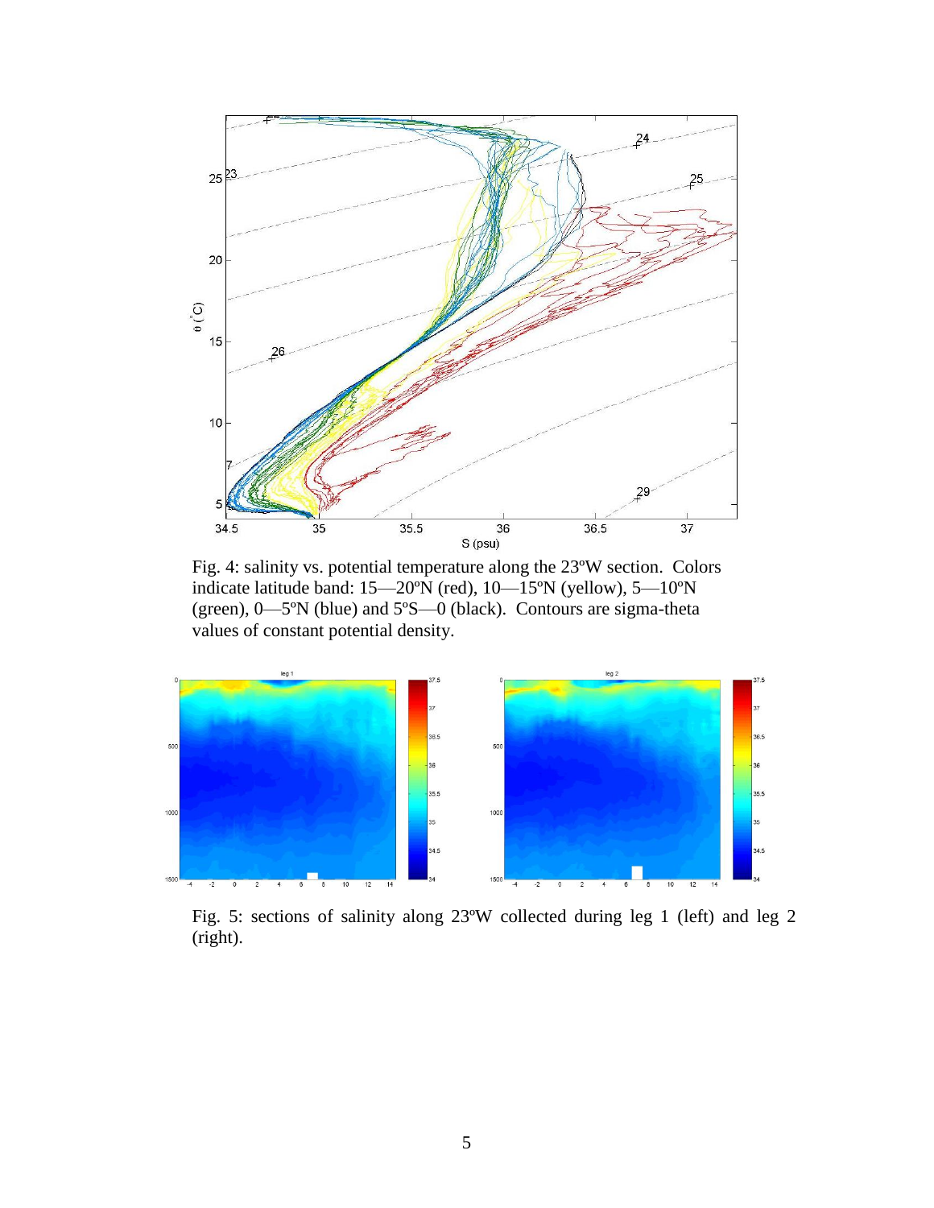Fig. 4: salinity vs. potential temperature along the 23ºW section. Colors indicate latitude band: 15—20ºN (red), 10—15ºN (yellow), 5—10ºN (green), 0—5ºN (blue) and 5ºS—0 (black). Contours are sigma-theta values of constant potential density.

Fig. 5: sections of salinity along 23ºW collected during leg 1 (left) and leg 2 (right).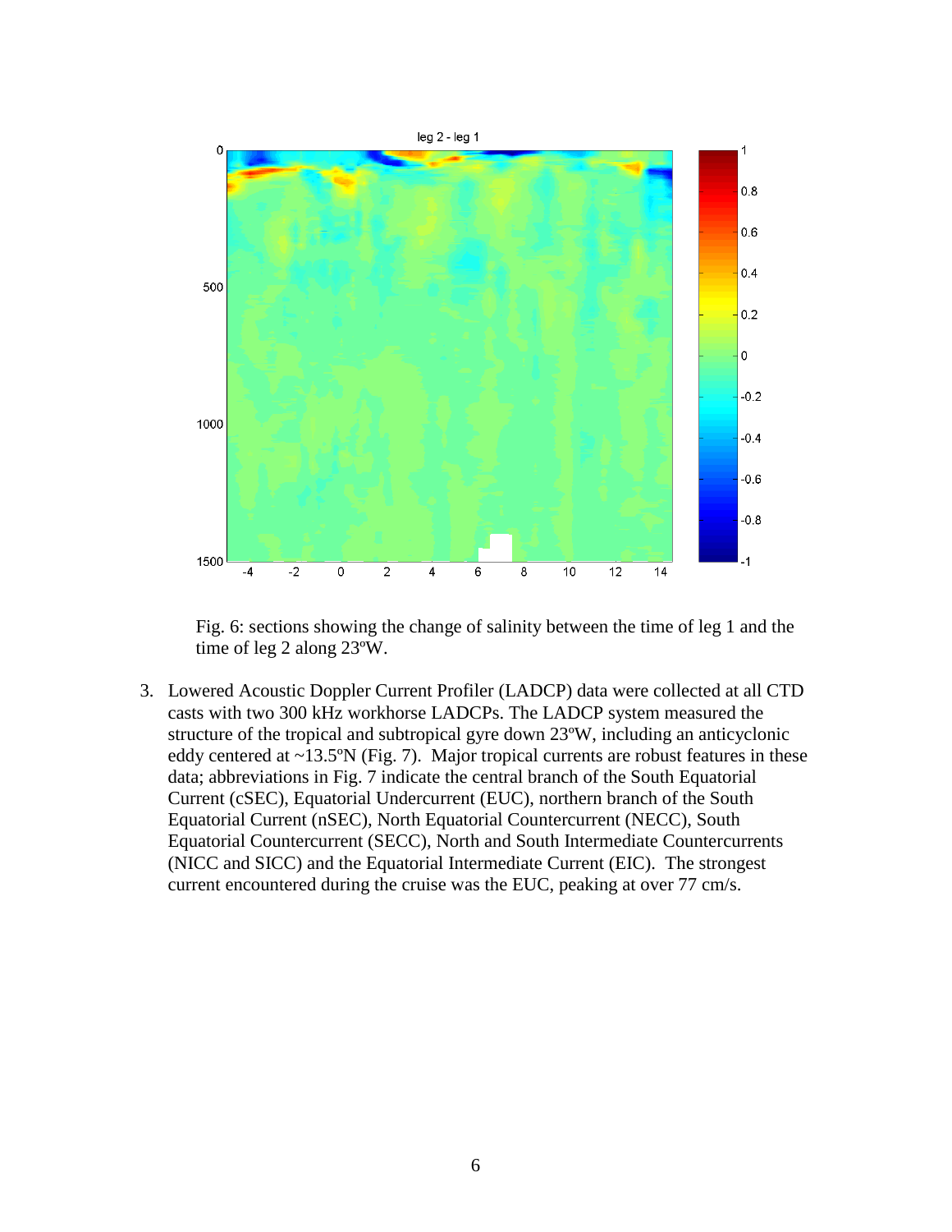Fig. 6: sections showing the change of salinity between the time of leg 1 and the time of leg 2 along 23ºW.

3. Lowered Acoustic Doppler Current Profiler (LADCP) data were collected at all CTD casts with two 300 kHz workhorse LADCPs. The LADCP system measured the structure of the tropical and subtropical gyre down 23ºW, including an anticyclonic eddy centered at ~13.5ºN (Fig. 7). Major tropical currents are robust features in these data; abbreviations in Fig. 7 indicate the central branch of the South Equatorial Current (cSEC), Equatorial Undercurrent (EUC), northern branch of the South Equatorial Current (nSEC), North Equatorial Countercurrent (NECC), South Equatorial Countercurrent (SECC), North and South Intermediate Countercurrents (NICC and SICC) and the Equatorial Intermediate Current (EIC). The strongest current encountered during the cruise was the EUC, peaking at over 77 cm/s.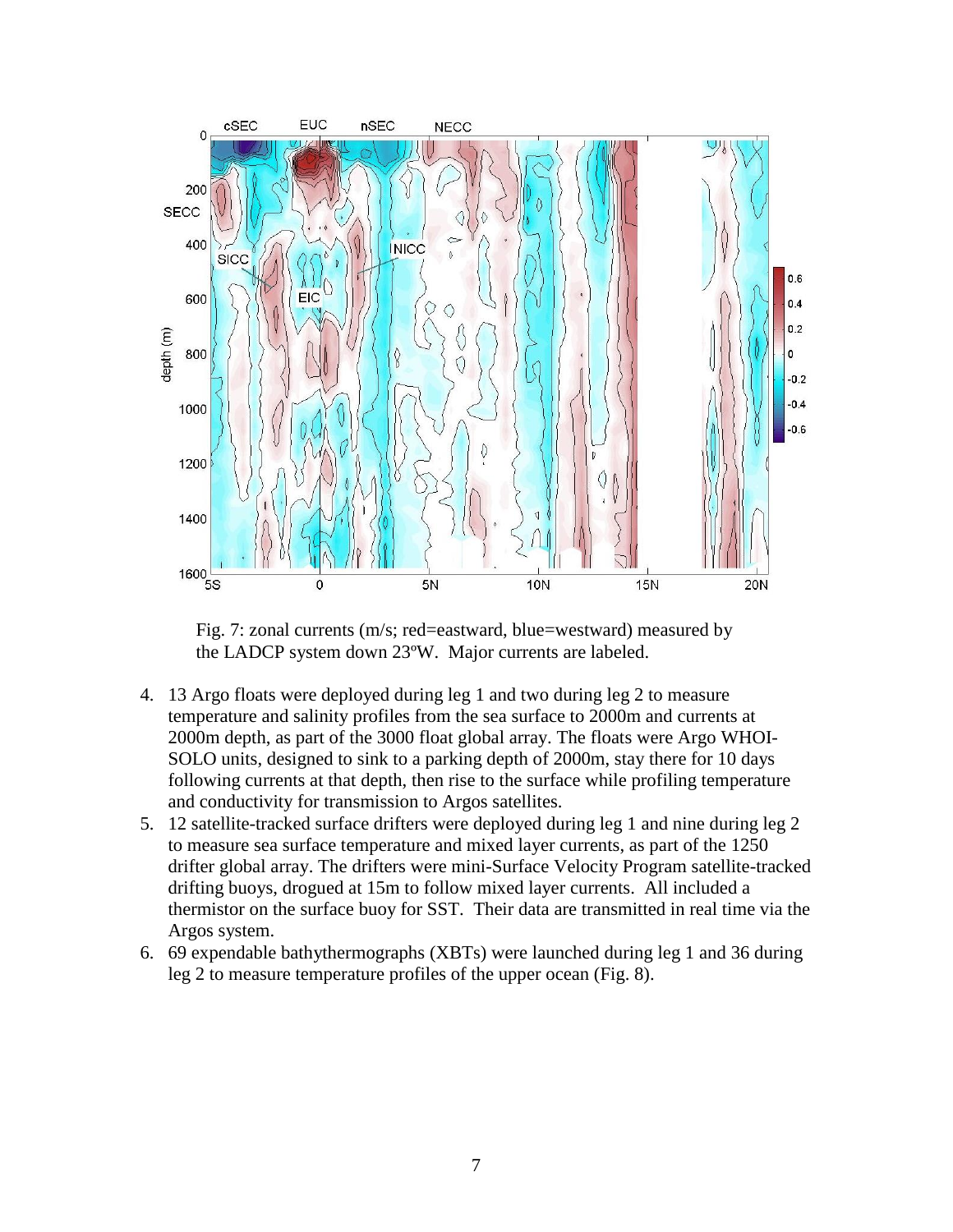Fig. 7: zonal currents (m/s; red=eastward, blue=westward) measured by the LADCP system down 23ºW. Major currents are labeled.

4. 13 Argo floats were deployed during leg 1 and two during leg 2 to measure temperature and salinity profiles from the sea surface to 2000m and currents at 2000m depth, as part of the 3000 float global array. The floats were Argo WHOI-SOLO units, designed to sink to a parking depth of 2000m, stay there for 10 days following currents at that depth, then rise to the surface while profiling temperature and conductivity for transmission to Argos satellites.
5. 12 satellite-tracked surface drifters were deployed during leg 1 and nine during leg 2 to measure sea surface temperature and mixed layer currents, as part of the 1250 drifter global array. The drifters were mini-Surface Velocity Program satellite-tracked drifting buoys, drogued at 15m to follow mixed layer currents. All included a thermistor on the surface buoy for SST. Their data are transmitted in real time via the Argos system.
6. 69 expendable bathythermographs (XBTs) were launched during leg 1 and 36 during leg 2 to measure temperature profiles of the upper ocean (Fig. 8).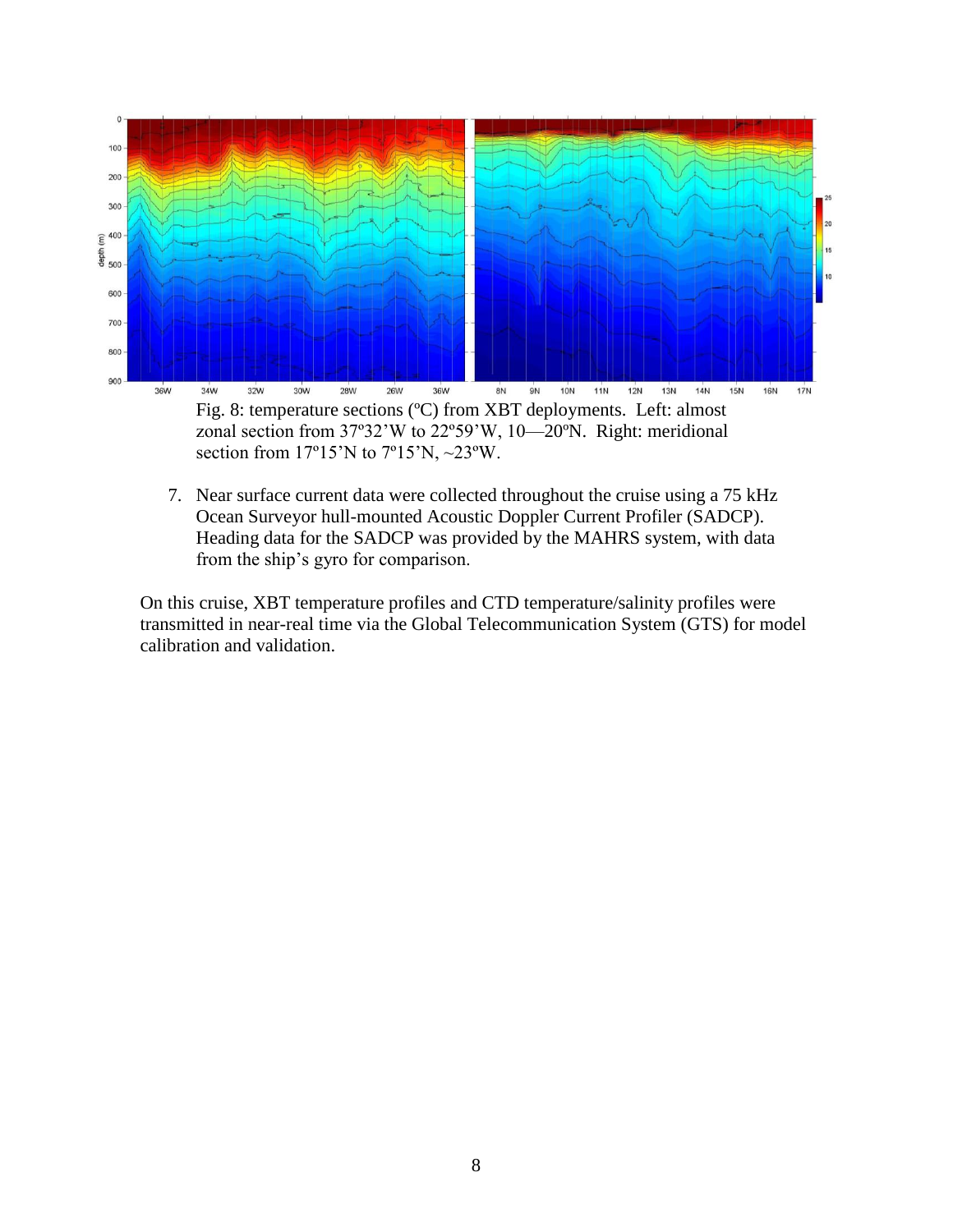0
100
200
300
400
500
600
700
800
900

depth (m)

36W 34W 32W 30W 28W 26W 36W

8N 9N 10N 11N 12N 13N 14N 15N 16N 17N

25
20
15
10

Fig. 8: temperature sections (ºC) from XBT deployments. Left: almost zonal section from 37º32'W to 22º59'W, 10—20ºN. Right: meridional section from 17º15'N to 7º15'N, ~23ºW.

7. Near surface current data were collected throughout the cruise using a 75 kHz Ocean Surveyor hull-mounted Acoustic Doppler Current Profiler (SADCP). Heading data for the SADCP was provided by the MAHRS system, with data from the ship's gyro for comparison.

On this cruise, XBT temperature profiles and CTD temperature/salinity profiles were transmitted in near-real time via the Global Telecommunication System (GTS) for model calibration and validation.